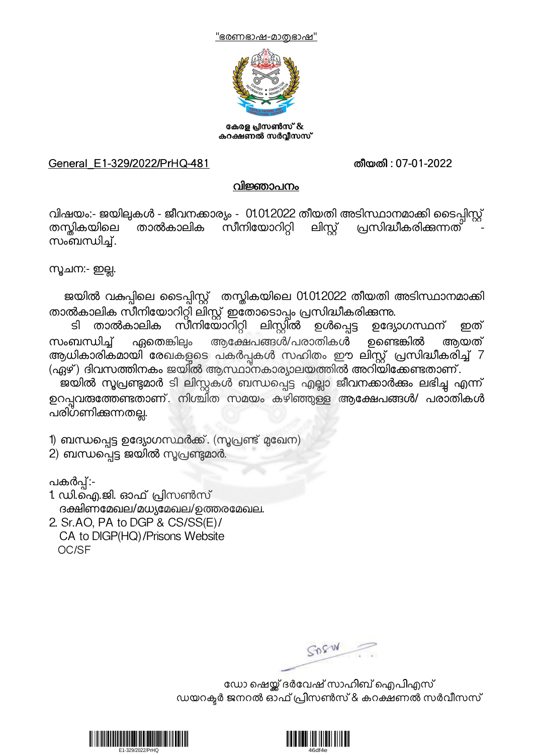"ഭരണഭാഷ-മാതൃഭാഷ"

കേരള പ്രിസൺസ് &
കറക്ഷണൽ സർവ്വീസസ്

General_E1-329/2022/PrHQ-481 തീയതി : 07-01-2022

## വിജ്ഞാപനം

വിഷയം:- ജയിലുകൾ - ജീവനക്കാര്യം - 01.01.2022 തീയതി അടിസ്ഥാനമാക്കി ടൈപ്പിസ്റ്റ് തസ്തികയിലെ താൽകാലിക സീനിയോറിറ്റി ലിസ്റ്റ് പ്രസിദ്ധീകരിക്കുന്നത് - സംബന്ധിച്ച്.

സൂചന:- ഇല്ല.

ജയിൽ വകുപ്പിലെ ടൈപ്പിസ്റ്റ് തസ്തികയിലെ 01.01.2022 തീയതി അടിസ്ഥാനമാക്കി താൽകാലിക സീനിയോറിറ്റി ലിസ്റ്റ് ഇതോടൊപ്പം പ്രസിദ്ധീകരിക്കുന്നു.

ടി താൽകാലിക സീനിയോറിറ്റി ലിസ്റ്റിൽ ഉൾപ്പെട്ട ഉദ്യോഗസ്ഥന് ഇത് സംബന്ധിച്ച് ഏതെങ്കിലും ആക്ഷേപങ്ങൾ/പരാതികൾ ഉണ്ടെങ്കിൽ ആയത് ആധികാരികമായി രേഖകളുടെ പകർപ്പുകൾ സഹിതം ഈ ലിസ്റ്റ് പ്രസിദ്ധീകരിച്ച് 7 (ഏഴ്) ദിവസത്തിനകം ജയിൽ ആസ്ഥാനകാര്യാലയത്തിൽ അറിയിക്കേണ്ടതാണ്.

ജയിൽ സൂപ്രണ്ടുമാർ ടി ലിസ്റ്റുകൾ ബന്ധപ്പെട്ട എല്ലാ ജീവനക്കാർക്കും ലഭിച്ചു എന്ന് ഉറപ്പുവരുത്തേണ്ടതാണ്. നിശ്ചിത സമയം കഴിഞ്ഞുള്ള ആക്ഷേപങ്ങൾ/ പരാതികൾ പരിഗണിക്കുന്നതല്ല.

1) ബന്ധപ്പെട്ട ഉദ്യോഗസ്ഥർക്ക്. (സൂപ്രണ്ട് മുഖേന)
2) ബന്ധപ്പെട്ട ജയിൽ സൂപ്രണ്ടുമാർ.

പകർപ്പ്:-

1. ഡി.ഐ.ജി. ഓഫ് പ്രിസൺസ്
   ദക്ഷിണമേഖല/മധ്യമേഖല/ഉത്തരമേഖല.
2. Sr.AO, PA to DGP & CS/SS(E)/
   CA to DIGP(HQ)/Prisons Website
   OC/SF

ഡോ ഷെയ്ക്ക് ദർവേഷ് സാഹിബ് ഐപിഎസ്
ഡയറക്ടർ ജനറൽ ഓഫ് പ്രിസൺസ് & കറക്ഷണൽ സർവീസസ്

E1-329/2022/PrHQ 46df4e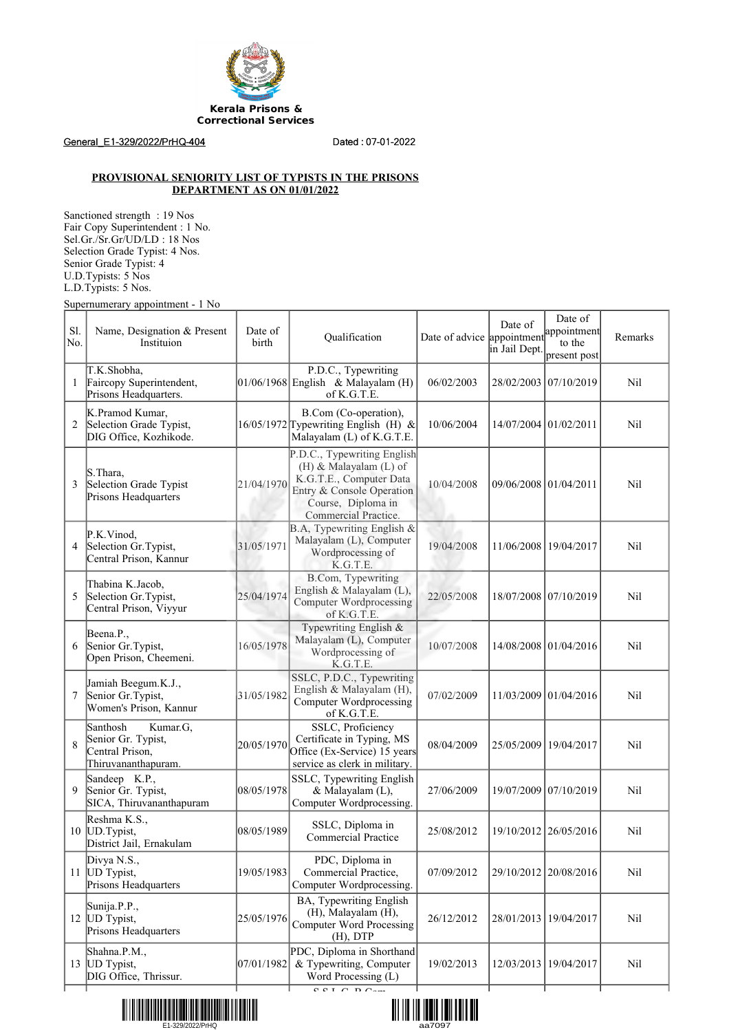Kerala Prisons &
Correctional Services

General_E1-329/2022/PrHQ-404 Dated : 07-01-2022

**PROVISIONAL SENIORITY LIST OF TYPISTS IN THE PRISONS DEPARTMENT AS ON 01/01/2022**

Sanctioned strength : 19 Nos
Fair Copy Superintendent : 1 No.
Sel.Gr./Sr.Gr/UD/LD : 18 Nos
Selection Grade Typist: 4 Nos.
Senior Grade Typist: 4
U.D.Typists: 5 Nos
L.D.Typists: 5 Nos.

Supernumerary appointment - 1 No

| Sl. No. | Name, Designation & Present Instituion | Date of birth | Qualification | Date of advice | Date of appointment in Jail Dept. | Date of appointment to the present post | Remarks |
|---|---|---|---|---|---|---|---|
| 1 | T.K.Shobha, Faircopy Superintendent, Prisons Headquarters. | 01/06/1968 | P.D.C., Typewriting English & Malayalam (H) of K.G.T.E. | 06/02/2003 | 28/02/2003 | 07/10/2019 | Nil |
| 2 | K.Pramod Kumar, Selection Grade Typist, DIG Office, Kozhikode. | 16/05/1972 | B.Com (Co-operation), Typewriting English (H) & Malayalam (L) of K.G.T.E. | 10/06/2004 | 14/07/2004 | 01/02/2011 | Nil |
| 3 | S.Thara, Selection Grade Typist Prisons Headquarters | 21/04/1970 | P.D.C., Typewriting English (H) & Malayalam (L) of K.G.T.E., Computer Data Entry & Console Operation Course, Diploma in Commercial Practice. | 10/04/2008 | 09/06/2008 | 01/04/2011 | Nil |
| 4 | P.K.Vinod, Selection Gr.Typist, Central Prison, Kannur | 31/05/1971 | B.A, Typewriting English & Malayalam (L), Computer Wordprocessing of K.G.T.E. | 19/04/2008 | 11/06/2008 | 19/04/2017 | Nil |
| 5 | Thabina K.Jacob, Selection Gr.Typist, Central Prison, Viyyur | 25/04/1974 | B.Com, Typewriting English & Malayalam (L), Computer Wordprocessing of K.G.T.E. | 22/05/2008 | 18/07/2008 | 07/10/2019 | Nil |
| 6 | Beena.P., Senior Gr.Typist, Open Prison, Cheemeni. | 16/05/1978 | Typewriting English & Malayalam (L), Computer Wordprocessing of K.G.T.E. | 10/07/2008 | 14/08/2008 | 01/04/2016 | Nil |
| 7 | Jamiah Beegum.K.J., Senior Gr.Typist, Women's Prison, Kannur | 31/05/1982 | SSLC, P.D.C., Typewriting English & Malayalam (H), Computer Wordprocessing of K.G.T.E. | 07/02/2009 | 11/03/2009 | 01/04/2016 | Nil |
| 8 | Santhosh Kumar.G, Senior Gr. Typist, Central Prison, Thiruvananthapuram. | 20/05/1970 | SSLC, Proficiency Certificate in Typing, MS Office (Ex-Service) 15 years service as clerk in military. | 08/04/2009 | 25/05/2009 | 19/04/2017 | Nil |
| 9 | Sandeep K.P., Senior Gr. Typist, SICA, Thiruvananthapuram | 08/05/1978 | SSLC, Typewriting English & Malayalam (L), Computer Wordprocessing. | 27/06/2009 | 19/07/2009 | 07/10/2019 | Nil |
| 10 | Reshma K.S., UD.Typist, District Jail, Ernakulam | 08/05/1989 | SSLC, Diploma in Commercial Practice | 25/08/2012 | 19/10/2012 | 26/05/2016 | Nil |
| 11 | Divya N.S., UD Typist, Prisons Headquarters | 19/05/1983 | PDC, Diploma in Commercial Practice, Computer Wordprocessing. | 07/09/2012 | 29/10/2012 | 20/08/2016 | Nil |
| 12 | Sunija.P.P., UD Typist, Prisons Headquarters | 25/05/1976 | BA, Typewriting English (H), Malayalam (H), Computer Word Processing (H), DTP | 26/12/2012 | 28/01/2013 | 19/04/2017 | Nil |
| 13 | Shahna.P.M., UD Typist, DIG Office, Thrissur. | 07/01/1982 | PDC, Diploma in Shorthand & Typewriting, Computer Word Processing (L) | 19/02/2013 | 12/03/2013 | 19/04/2017 | Nil |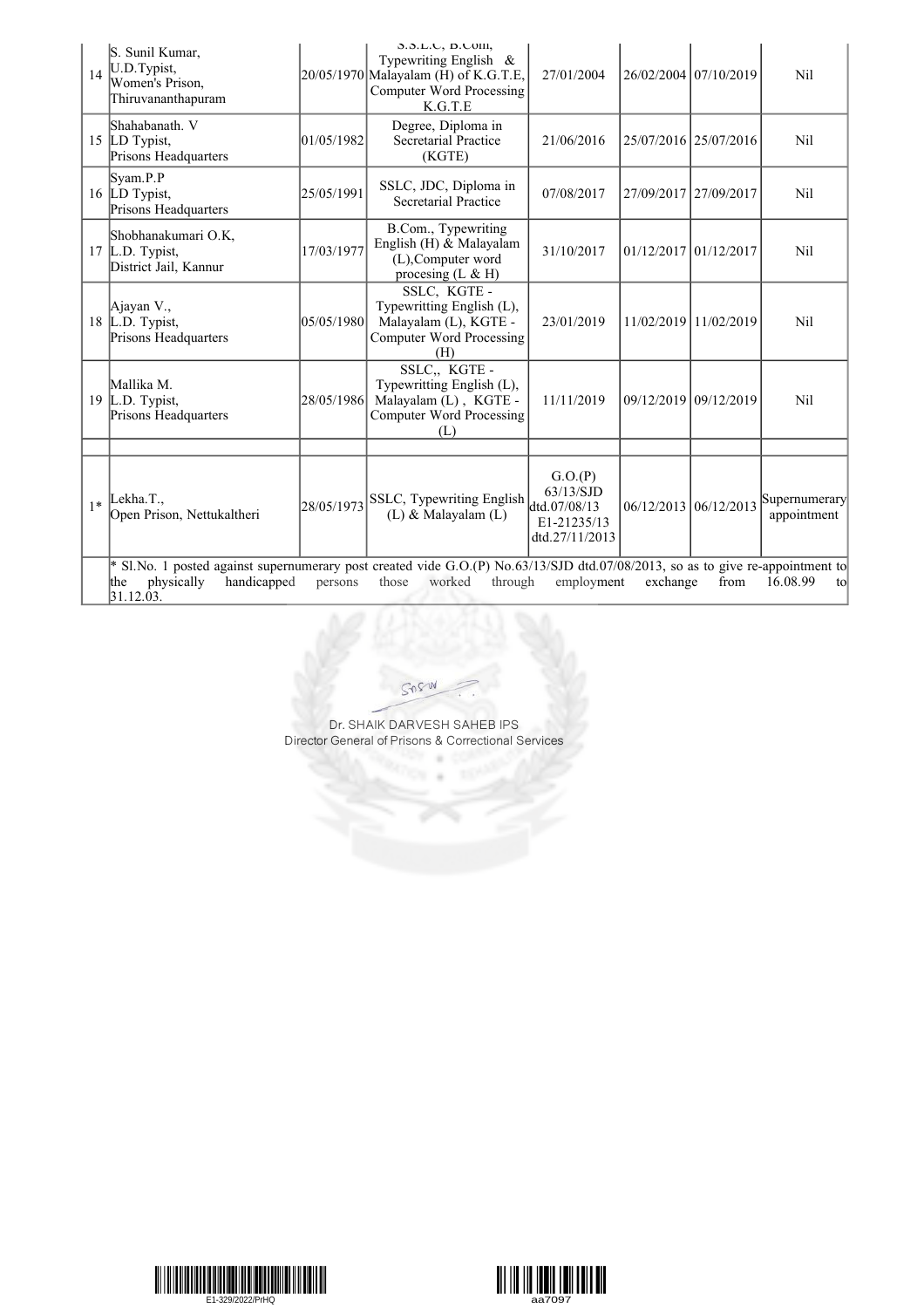| | | | | | | | |
|---|---|---|---|---|---|---|---|
| 14 | S. Sunil Kumar, U.D.Typist, Women's Prison, Thiruvananthapuram | 20/05/1970 | S.S.L.C, B.Com, Typewriting English & Malayalam (H) of K.G.T.E, Computer Word Processing K.G.T.E | 27/01/2004 | 26/02/2004 | 07/10/2019 | Nil |
| 15 | Shahabanath. V LD Typist, Prisons Headquarters | 01/05/1982 | Degree, Diploma in Secretarial Practice (KGTE) | 21/06/2016 | 25/07/2016 | 25/07/2016 | Nil |
| 16 | Syam.P.P LD Typist, Prisons Headquarters | 25/05/1991 | SSLC, JDC, Diploma in Secretarial Practice | 07/08/2017 | 27/09/2017 | 27/09/2017 | Nil |
| 17 | Shobhanakumari O.K, L.D. Typist, District Jail, Kannur | 17/03/1977 | B.Com., Typewriting English (H) & Malayalam (L),Computer word procesing (L & H) | 31/10/2017 | 01/12/2017 | 01/12/2017 | Nil |
| 18 | Ajayan V., L.D. Typist, Prisons Headquarters | 05/05/1980 | SSLC, KGTE - Typewritting English (L), Malayalam (L), KGTE - Computer Word Processing (H) | 23/01/2019 | 11/02/2019 | 11/02/2019 | Nil |
| 19 | Mallika M. L.D. Typist, Prisons Headquarters | 28/05/1986 | SSLC,, KGTE - Typewritting English (L), Malayalam (L) , KGTE - Computer Word Processing (L) | 11/11/2019 | 09/12/2019 | 09/12/2019 | Nil |
| | | | | | | | |
| 1* | Lekha.T., Open Prison, Nettukaltheri | 28/05/1973 | SSLC, Typewriting English (L) & Malayalam (L) | G.O.(P) 63/13/SJD dtd.07/08/13 E1-21235/13 dtd.27/11/2013 | 06/12/2013 | 06/12/2013 | Supernumerary appointment |
| | * Sl.No. 1 posted against supernumerary post created vide G.O.(P) No.63/13/SJD dtd.07/08/2013, so as to give re-appointment to the physically handicapped persons those worked through employment exchange from 16.08.99 to 31.12.03. | | | | | | |

Dr. SHAIK DARVESH SAHEB IPS
Director General of Prisons & Correctional Services

E1-329/2022/PrHQ

aa7097